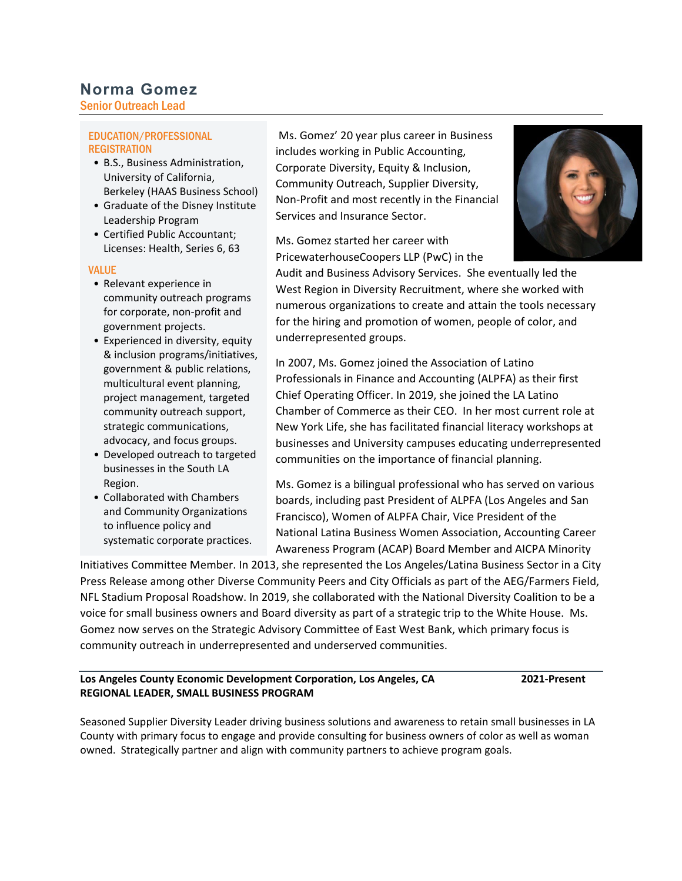# Norma Gomez

**Senior Outreach Lead**

## EDUCATION/PROFESSIONAL REGISTRATION

- B.S., Business Administration, University of California, Berkeley (HAAS Business School)
- Graduate of the Disney Institute Leadership Program
- Certified Public Accountant; Licenses: Health, Series 6, 63

## VALUE

- Relevant experience in community outreach programs for corporate, non-profit and government projects.
- Experienced in diversity, equity & inclusion programs/initiatives, government & public relations, multicultural event planning, project management, targeted community outreach support, strategic communications, advocacy, and focus groups.
- Developed outreach to targeted businesses in the South LA Region.
- Collaborated with Chambers and Community Organizations to influence policy and systematic corporate practices.

Ms. Gomez' 20 year plus career in Business includes working in Public Accounting, Corporate Diversity, Equity & Inclusion, Community Outreach, Supplier Diversity, Non-Profit and most recently in the Financial Services and Insurance Sector.

Ms. Gomez started her career with PricewaterhouseCoopers LLP (PwC) in the Audit and Business Advisory Services. She eventually led the West Region in Diversity Recruitment, where she worked with numerous organizations to create and attain the tools necessary for the hiring and promotion of women, people of color, and underrepresented groups.

In 2007, Ms. Gomez joined the Association of Latino Professionals in Finance and Accounting (ALPFA) as their first Chief Operating Officer. In 2019, she joined the LA Latino Chamber of Commerce as their CEO. In her most current role at New York Life, she has facilitated financial literacy workshops at businesses and University campuses educating underrepresented communities on the importance of financial planning.

Ms. Gomez is a bilingual professional who has served on various boards, including past President of ALPFA (Los Angeles and San Francisco), Women of ALPFA Chair, Vice President of the National Latina Business Women Association, Accounting Career Awareness Program (ACAP) Board Member and AICPA Minority Initiatives Committee Member. In 2013, she represented the Los Angeles/Latina Business Sector in a City Press Release among other Diverse Community Peers and City Officials as part of the AEG/Farmers Field, NFL Stadium Proposal Roadshow. In 2019, she collaborated with the National Diversity Coalition to be a voice for small business owners and Board diversity as part of a strategic trip to the White House. Ms. Gomez now serves on the Strategic Advisory Committee of East West Bank, which primary focus is community outreach in underrepresented and underserved communities.

**Los Angeles County Economic Development Corporation, Los Angeles, CA** **2021-Present**
**REGIONAL LEADER, SMALL BUSINESS PROGRAM**

Seasoned Supplier Diversity Leader driving business solutions and awareness to retain small businesses in LA County with primary focus to engage and provide consulting for business owners of color as well as woman owned. Strategically partner and align with community partners to achieve program goals.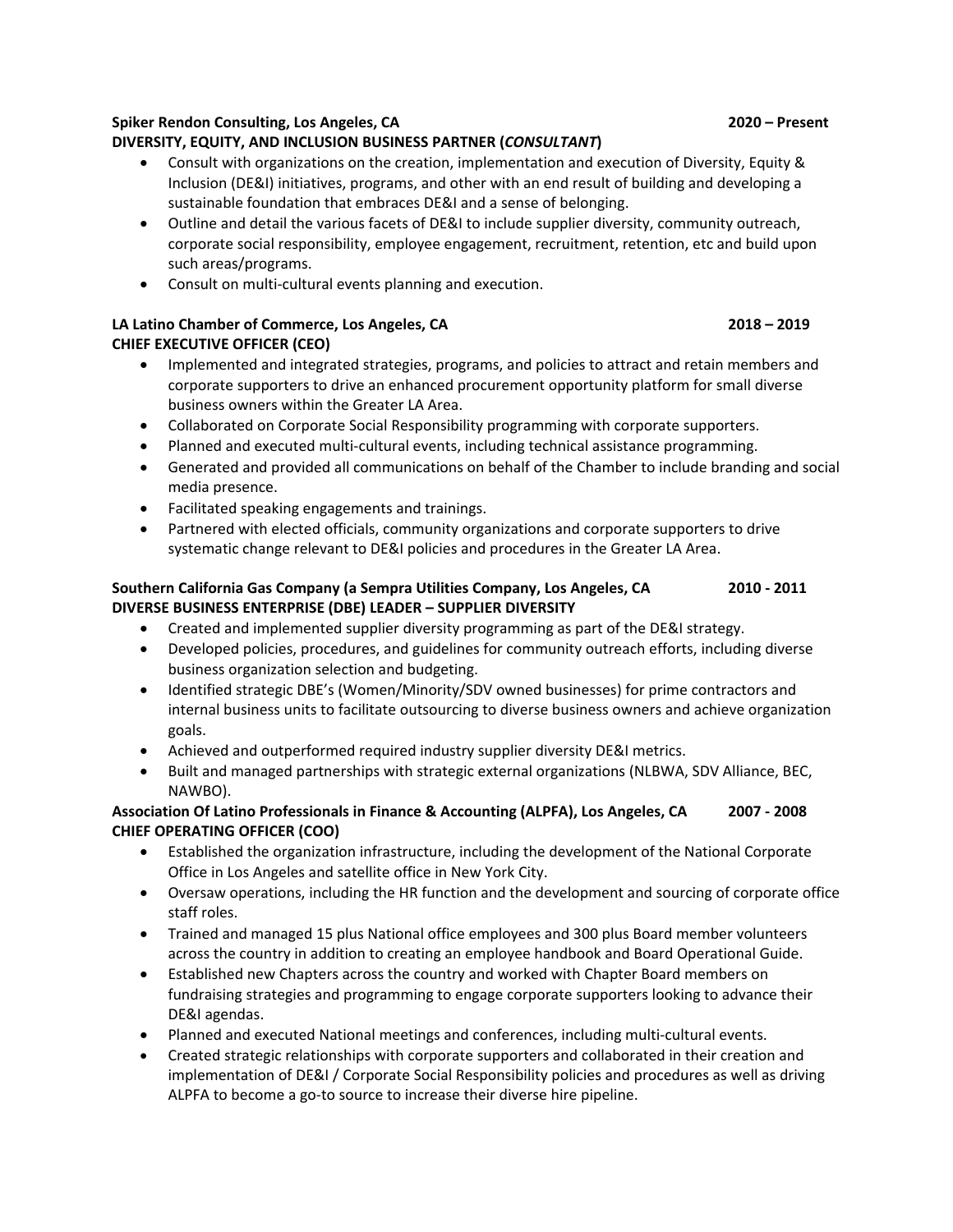**Spiker Rendon Consulting, Los Angeles, CA** **2020 – Present**
**DIVERSITY, EQUITY, AND INCLUSION BUSINESS PARTNER (*CONSULTANT*)**

- Consult with organizations on the creation, implementation and execution of Diversity, Equity & Inclusion (DE&I) initiatives, programs, and other with an end result of building and developing a sustainable foundation that embraces DE&I and a sense of belonging.
- Outline and detail the various facets of DE&I to include supplier diversity, community outreach, corporate social responsibility, employee engagement, recruitment, retention, etc and build upon such areas/programs.
- Consult on multi-cultural events planning and execution.

**LA Latino Chamber of Commerce, Los Angeles, CA** **2018 – 2019**
**CHIEF EXECUTIVE OFFICER (CEO)**

- Implemented and integrated strategies, programs, and policies to attract and retain members and corporate supporters to drive an enhanced procurement opportunity platform for small diverse business owners within the Greater LA Area.
- Collaborated on Corporate Social Responsibility programming with corporate supporters.
- Planned and executed multi-cultural events, including technical assistance programming.
- Generated and provided all communications on behalf of the Chamber to include branding and social media presence.
- Facilitated speaking engagements and trainings.
- Partnered with elected officials, community organizations and corporate supporters to drive systematic change relevant to DE&I policies and procedures in the Greater LA Area.

**Southern California Gas Company (a Sempra Utilities Company, Los Angeles, CA** **2010 - 2011**
**DIVERSE BUSINESS ENTERPRISE (DBE) LEADER – SUPPLIER DIVERSITY**

- Created and implemented supplier diversity programming as part of the DE&I strategy.
- Developed policies, procedures, and guidelines for community outreach efforts, including diverse business organization selection and budgeting.
- Identified strategic DBE's (Women/Minority/SDV owned businesses) for prime contractors and internal business units to facilitate outsourcing to diverse business owners and achieve organization goals.
- Achieved and outperformed required industry supplier diversity DE&I metrics.
- Built and managed partnerships with strategic external organizations (NLBWA, SDV Alliance, BEC, NAWBO).

**Association Of Latino Professionals in Finance & Accounting (ALPFA), Los Angeles, CA** **2007 - 2008**
**CHIEF OPERATING OFFICER (COO)**

- Established the organization infrastructure, including the development of the National Corporate Office in Los Angeles and satellite office in New York City.
- Oversaw operations, including the HR function and the development and sourcing of corporate office staff roles.
- Trained and managed 15 plus National office employees and 300 plus Board member volunteers across the country in addition to creating an employee handbook and Board Operational Guide.
- Established new Chapters across the country and worked with Chapter Board members on fundraising strategies and programming to engage corporate supporters looking to advance their DE&I agendas.
- Planned and executed National meetings and conferences, including multi-cultural events.
- Created strategic relationships with corporate supporters and collaborated in their creation and implementation of DE&I / Corporate Social Responsibility policies and procedures as well as driving ALPFA to become a go-to source to increase their diverse hire pipeline.